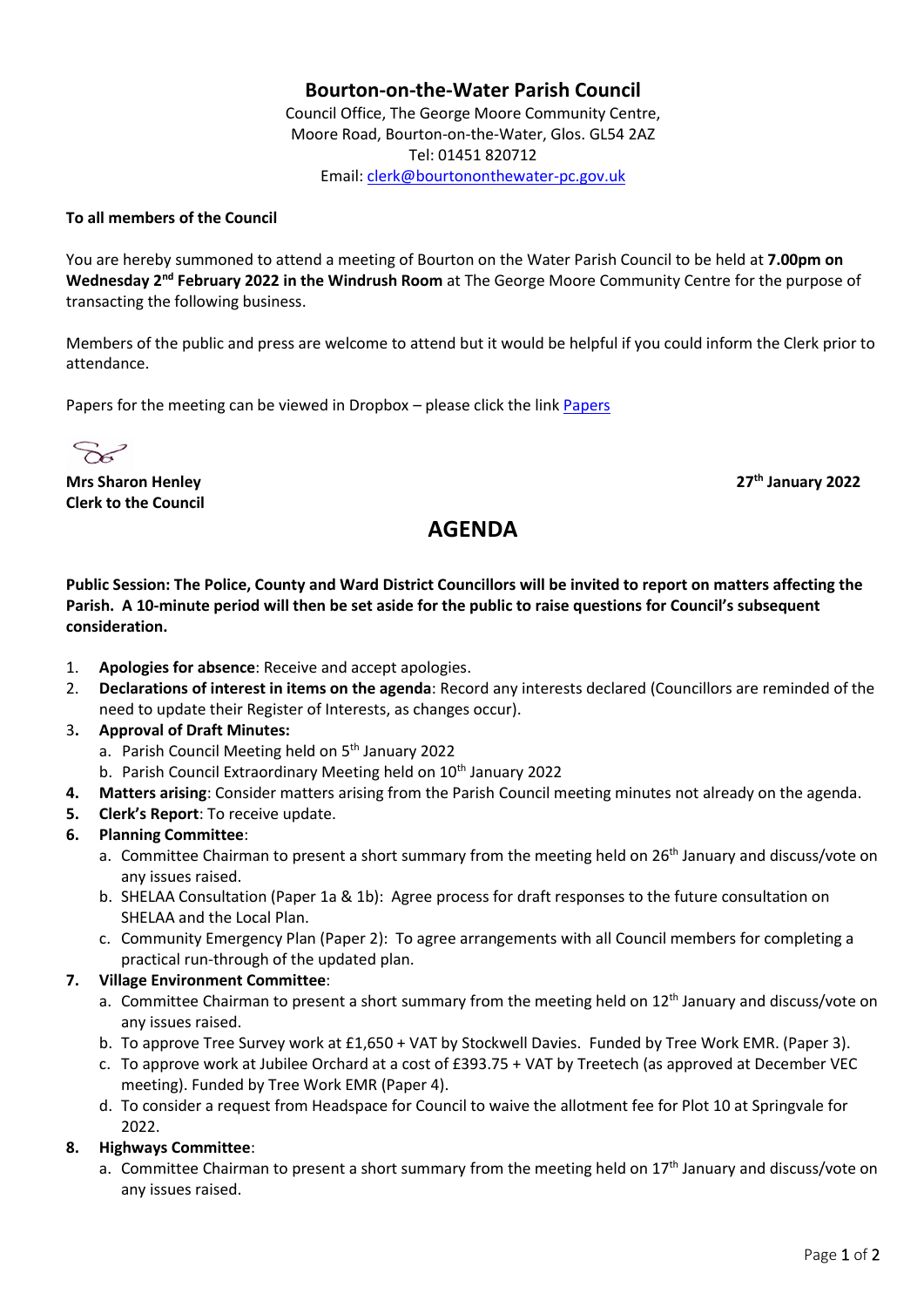# Bourton-on-the-Water Parish Council

Council Office, The George Moore Community Centre,
Moore Road, Bourton-on-the-Water, Glos. GL54 2AZ
Tel: 01451 820712
Email: clerk@bourtononthewater-pc.gov.uk

**To all members of the Council**

You are hereby summoned to attend a meeting of Bourton on the Water Parish Council to be held at **7.00pm on Wednesday 2nd February 2022 in the Windrush Room** at The George Moore Community Centre for the purpose of transacting the following business.

Members of the public and press are welcome to attend but it would be helpful if you could inform the Clerk prior to attendance.

Papers for the meeting can be viewed in Dropbox – please click the link Papers

**Mrs Sharon Henley**
**Clerk to the Council**

**27th January 2022**

## AGENDA

**Public Session: The Police, County and Ward District Councillors will be invited to report on matters affecting the Parish. A 10-minute period will then be set aside for the public to raise questions for Council's subsequent consideration.**

1. **Apologies for absence**: Receive and accept apologies.
2. **Declarations of interest in items on the agenda**: Record any interests declared (Councillors are reminded of the need to update their Register of Interests, as changes occur).
3. **Approval of Draft Minutes:**
   a. Parish Council Meeting held on 5th January 2022
   b. Parish Council Extraordinary Meeting held on 10th January 2022
4. **Matters arising**: Consider matters arising from the Parish Council meeting minutes not already on the agenda.
5. **Clerk's Report**: To receive update.
6. **Planning Committee**:
   a. Committee Chairman to present a short summary from the meeting held on 26th January and discuss/vote on any issues raised.
   b. SHELAA Consultation (Paper 1a & 1b): Agree process for draft responses to the future consultation on SHELAA and the Local Plan.
   c. Community Emergency Plan (Paper 2): To agree arrangements with all Council members for completing a practical run-through of the updated plan.
7. **Village Environment Committee**:
   a. Committee Chairman to present a short summary from the meeting held on 12th January and discuss/vote on any issues raised.
   b. To approve Tree Survey work at £1,650 + VAT by Stockwell Davies. Funded by Tree Work EMR. (Paper 3).
   c. To approve work at Jubilee Orchard at a cost of £393.75 + VAT by Treetech (as approved at December VEC meeting). Funded by Tree Work EMR (Paper 4).
   d. To consider a request from Headspace for Council to waive the allotment fee for Plot 10 at Springvale for 2022.
8. **Highways Committee**:
   a. Committee Chairman to present a short summary from the meeting held on 17th January and discuss/vote on any issues raised.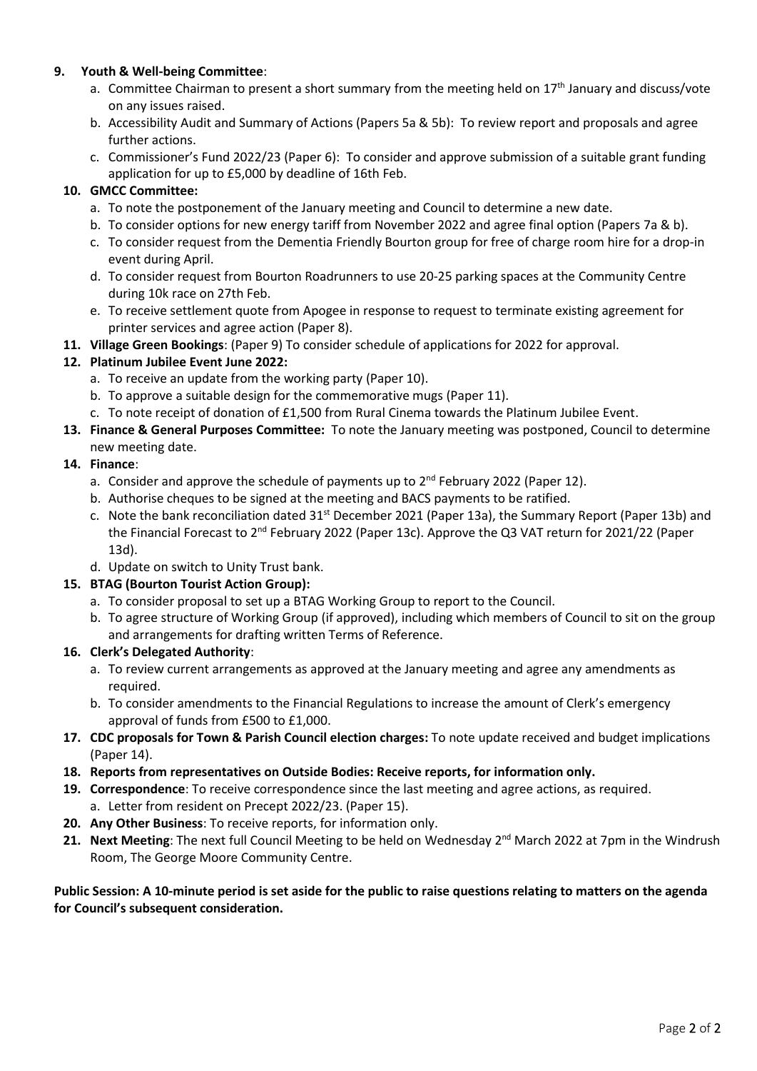9. **Youth & Well-being Committee**:
    a. Committee Chairman to present a short summary from the meeting held on 17th January and discuss/vote on any issues raised.
    b. Accessibility Audit and Summary of Actions (Papers 5a & 5b): To review report and proposals and agree further actions.
    c. Commissioner's Fund 2022/23 (Paper 6): To consider and approve submission of a suitable grant funding application for up to £5,000 by deadline of 16th Feb.
10. **GMCC Committee:**
    a. To note the postponement of the January meeting and Council to determine a new date.
    b. To consider options for new energy tariff from November 2022 and agree final option (Papers 7a & b).
    c. To consider request from the Dementia Friendly Bourton group for free of charge room hire for a drop-in event during April.
    d. To consider request from Bourton Roadrunners to use 20-25 parking spaces at the Community Centre during 10k race on 27th Feb.
    e. To receive settlement quote from Apogee in response to request to terminate existing agreement for printer services and agree action (Paper 8).
11. **Village Green Bookings**: (Paper 9) To consider schedule of applications for 2022 for approval.
12. **Platinum Jubilee Event June 2022:**
    a. To receive an update from the working party (Paper 10).
    b. To approve a suitable design for the commemorative mugs (Paper 11).
    c. To note receipt of donation of £1,500 from Rural Cinema towards the Platinum Jubilee Event.
13. **Finance & General Purposes Committee:** To note the January meeting was postponed, Council to determine new meeting date.
14. **Finance**:
    a. Consider and approve the schedule of payments up to 2nd February 2022 (Paper 12).
    b. Authorise cheques to be signed at the meeting and BACS payments to be ratified.
    c. Note the bank reconciliation dated 31st December 2021 (Paper 13a), the Summary Report (Paper 13b) and the Financial Forecast to 2nd February 2022 (Paper 13c). Approve the Q3 VAT return for 2021/22 (Paper 13d).
    d. Update on switch to Unity Trust bank.
15. **BTAG (Bourton Tourist Action Group):**
    a. To consider proposal to set up a BTAG Working Group to report to the Council.
    b. To agree structure of Working Group (if approved), including which members of Council to sit on the group and arrangements for drafting written Terms of Reference.
16. **Clerk's Delegated Authority**:
    a. To review current arrangements as approved at the January meeting and agree any amendments as required.
    b. To consider amendments to the Financial Regulations to increase the amount of Clerk's emergency approval of funds from £500 to £1,000.
17. **CDC proposals for Town & Parish Council election charges:** To note update received and budget implications (Paper 14).
18. **Reports from representatives on Outside Bodies: Receive reports, for information only.**
19. **Correspondence**: To receive correspondence since the last meeting and agree actions, as required.
    a. Letter from resident on Precept 2022/23. (Paper 15).
20. **Any Other Business**: To receive reports, for information only.
21. **Next Meeting**: The next full Council Meeting to be held on Wednesday 2nd March 2022 at 7pm in the Windrush Room, The George Moore Community Centre.

**Public Session: A 10-minute period is set aside for the public to raise questions relating to matters on the agenda for Council's subsequent consideration.**